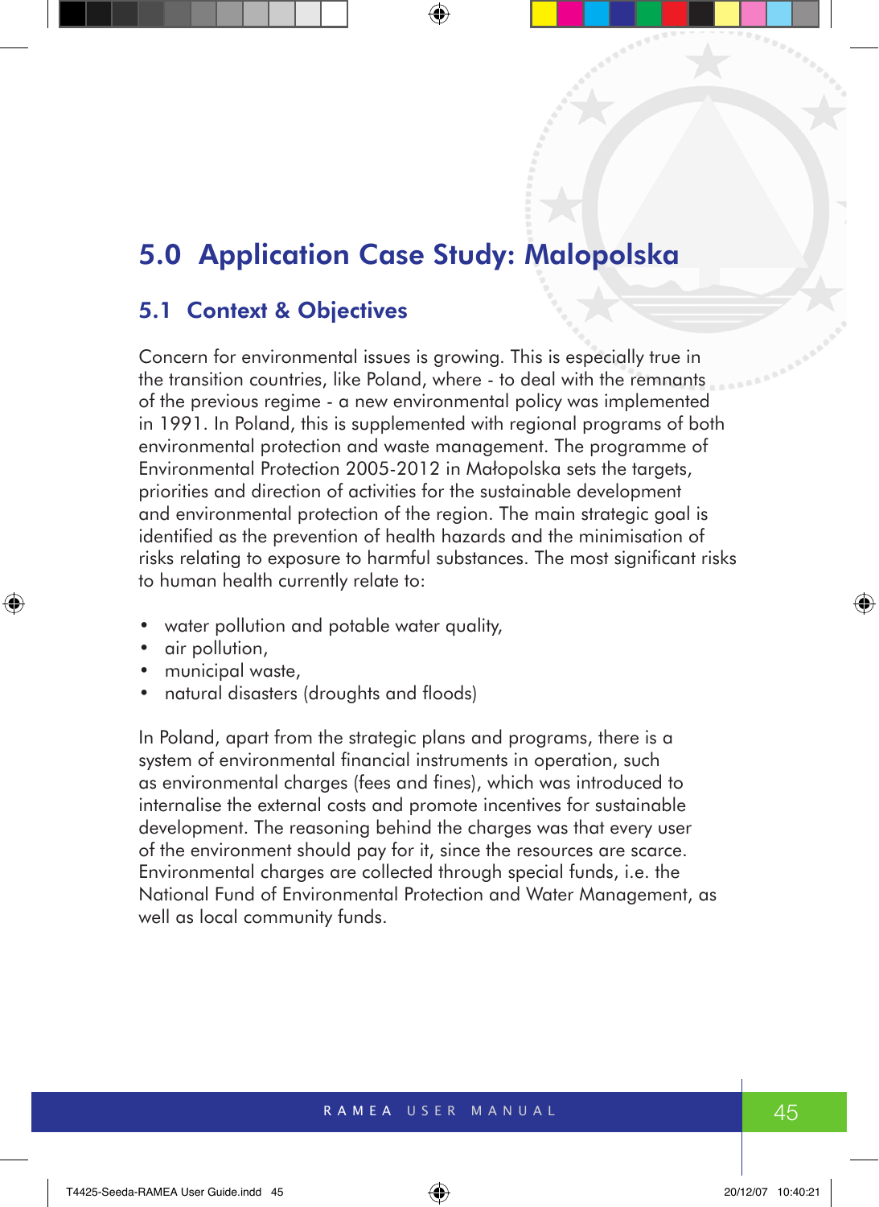# 5.0 Application Case Study: Malopolska

## 5.1 Context & Objectives

Concern for environmental issues is growing. This is especially true in the transition countries, like Poland, where - to deal with the remnants of the previous regime - a new environmental policy was implemented in 1991. In Poland, this is supplemented with regional programs of both environmental protection and waste management. The programme of Environmental Protection 2005-2012 in Małopolska sets the targets, priorities and direction of activities for the sustainable development and environmental protection of the region. The main strategic goal is identified as the prevention of health hazards and the minimisation of risks relating to exposure to harmful substances. The most significant risks to human health currently relate to:

- water pollution and potable water quality,
- air pollution,
- municipal waste,
- natural disasters (droughts and floods)

In Poland, apart from the strategic plans and programs, there is a system of environmental financial instruments in operation, such as environmental charges (fees and fines), which was introduced to internalise the external costs and promote incentives for sustainable development. The reasoning behind the charges was that every user of the environment should pay for it, since the resources are scarce. Environmental charges are collected through special funds, i.e. the National Fund of Environmental Protection and Water Management, as well as local community funds.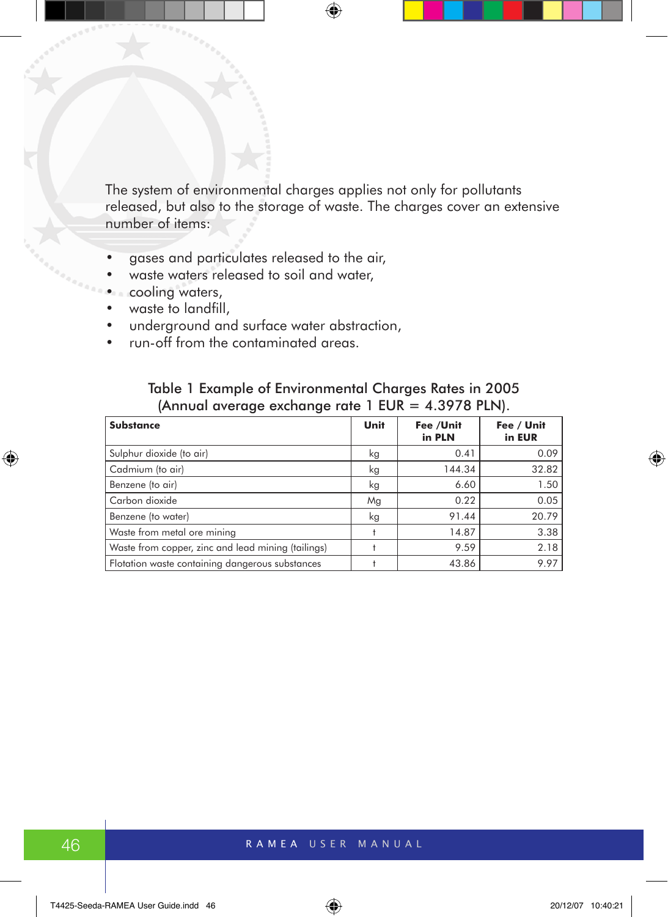The system of environmental charges applies not only for pollutants released, but also to the storage of waste. The charges cover an extensive number of items:

- gases and particulates released to the air,
- waste waters released to soil and water,
- cooling waters,
- waste to landfill,
- underground and surface water abstraction,
- run-off from the contaminated areas.

Table 1 Example of Environmental Charges Rates in 2005 (Annual average exchange rate 1 EUR = 4.3978 PLN).

| Substance | Unit | Fee /Unit in PLN | Fee / Unit in EUR |
|---|---|---|---|
| Sulphur dioxide (to air) | kg | 0.41 | 0.09 |
| Cadmium (to air) | kg | 144.34 | 32.82 |
| Benzene (to air) | kg | 6.60 | 1.50 |
| Carbon dioxide | Mg | 0.22 | 0.05 |
| Benzene (to water) | kg | 91.44 | 20.79 |
| Waste from metal ore mining | t | 14.87 | 3.38 |
| Waste from copper, zinc and lead mining (tailings) | t | 9.59 | 2.18 |
| Flotation waste containing dangerous substances | t | 43.86 | 9.97 |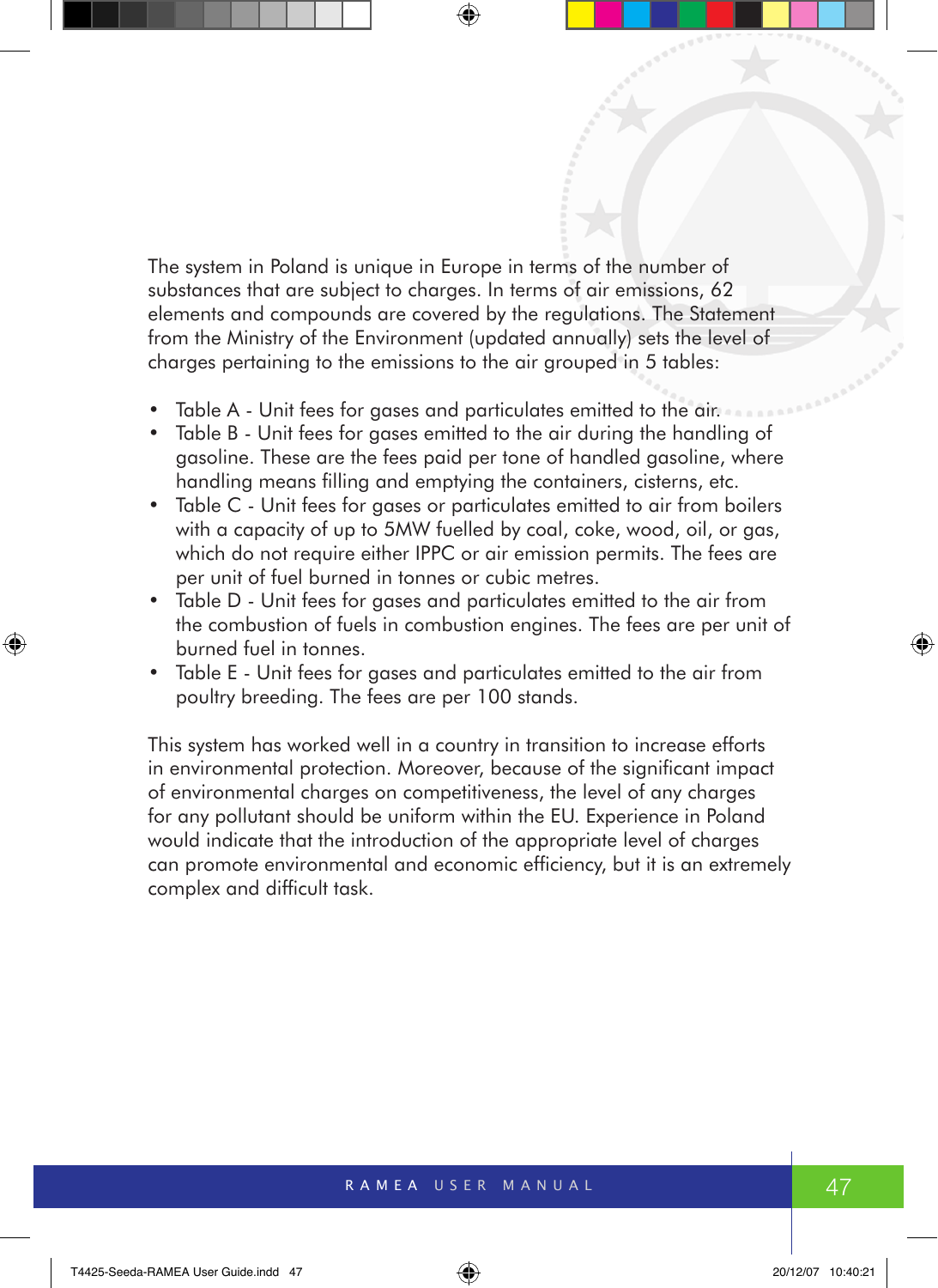The system in Poland is unique in Europe in terms of the number of substances that are subject to charges. In terms of air emissions, 62 elements and compounds are covered by the regulations. The Statement from the Ministry of the Environment (updated annually) sets the level of charges pertaining to the emissions to the air grouped in 5 tables:

- Table A - Unit fees for gases and particulates emitted to the air.
- Table B - Unit fees for gases emitted to the air during the handling of gasoline. These are the fees paid per tone of handled gasoline, where handling means filling and emptying the containers, cisterns, etc.
- Table C - Unit fees for gases or particulates emitted to air from boilers with a capacity of up to 5MW fuelled by coal, coke, wood, oil, or gas, which do not require either IPPC or air emission permits. The fees are per unit of fuel burned in tonnes or cubic metres.
- Table D - Unit fees for gases and particulates emitted to the air from the combustion of fuels in combustion engines. The fees are per unit of burned fuel in tonnes.
- Table E - Unit fees for gases and particulates emitted to the air from poultry breeding. The fees are per 100 stands.

This system has worked well in a country in transition to increase efforts in environmental protection. Moreover, because of the significant impact of environmental charges on competitiveness, the level of any charges for any pollutant should be uniform within the EU. Experience in Poland would indicate that the introduction of the appropriate level of charges can promote environmental and economic efficiency, but it is an extremely complex and difficult task.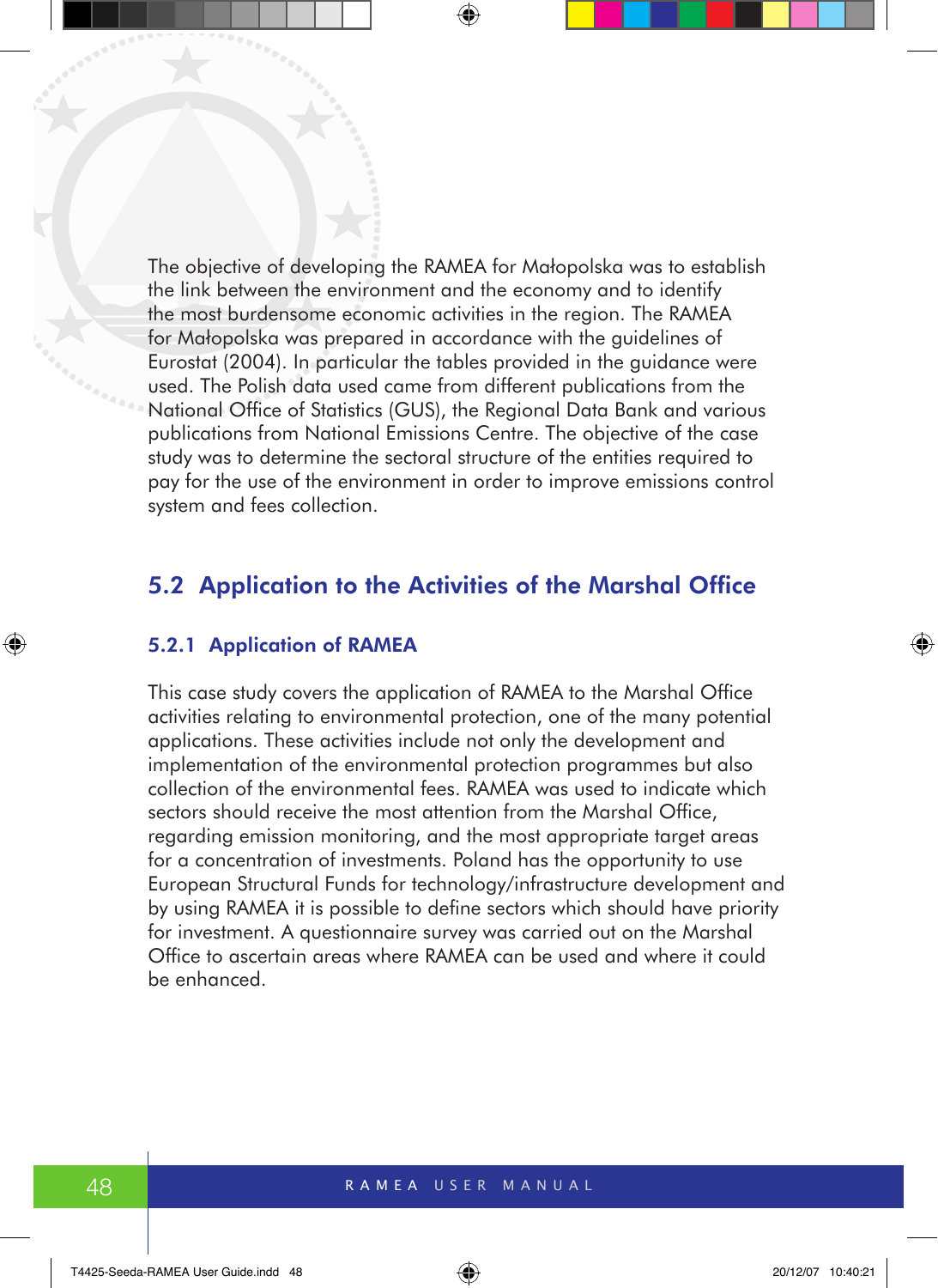The objective of developing the RAMEA for Małopolska was to establish the link between the environment and the economy and to identify the most burdensome economic activities in the region. The RAMEA for Małopolska was prepared in accordance with the guidelines of Eurostat (2004). In particular the tables provided in the guidance were used. The Polish data used came from different publications from the National Office of Statistics (GUS), the Regional Data Bank and various publications from National Emissions Centre. The objective of the case study was to determine the sectoral structure of the entities required to pay for the use of the environment in order to improve emissions control system and fees collection.

## 5.2 Application to the Activities of the Marshal Office

### 5.2.1 Application of RAMEA

This case study covers the application of RAMEA to the Marshal Office activities relating to environmental protection, one of the many potential applications. These activities include not only the development and implementation of the environmental protection programmes but also collection of the environmental fees. RAMEA was used to indicate which sectors should receive the most attention from the Marshal Office, regarding emission monitoring, and the most appropriate target areas for a concentration of investments. Poland has the opportunity to use European Structural Funds for technology/infrastructure development and by using RAMEA it is possible to define sectors which should have priority for investment. A questionnaire survey was carried out on the Marshal Office to ascertain areas where RAMEA can be used and where it could be enhanced.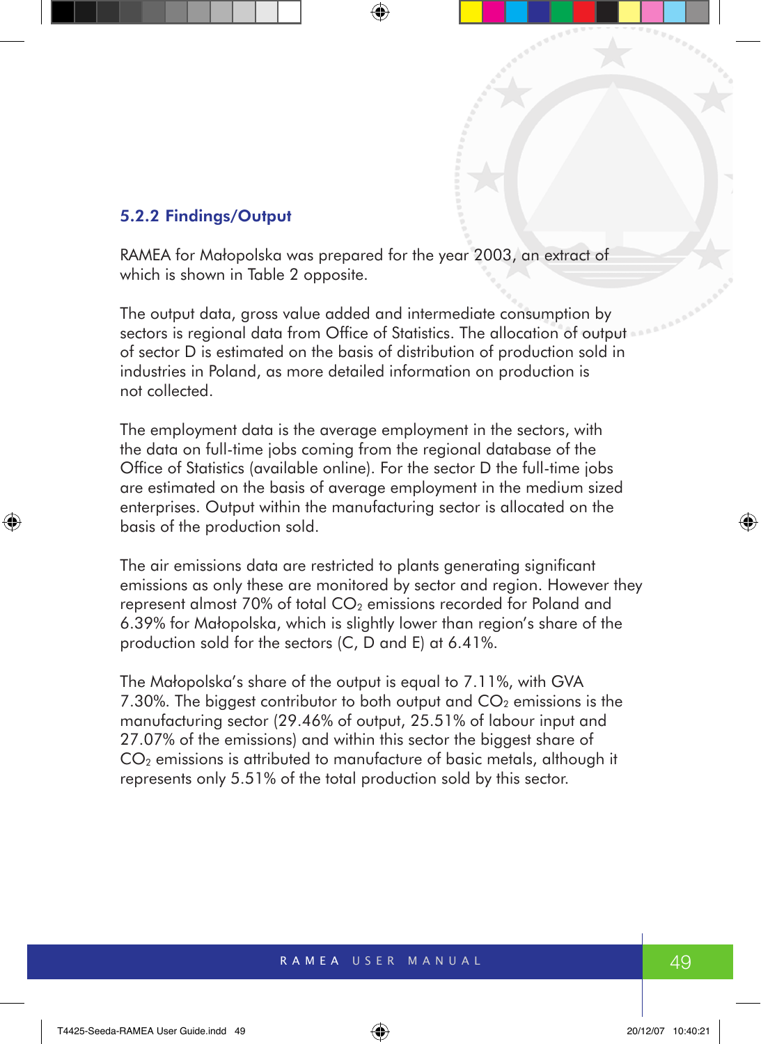### 5.2.2 Findings/Output

RAMEA for Małopolska was prepared for the year 2003, an extract of which is shown in Table 2 opposite.

The output data, gross value added and intermediate consumption by sectors is regional data from Office of Statistics. The allocation of output of sector D is estimated on the basis of distribution of production sold in industries in Poland, as more detailed information on production is not collected.

The employment data is the average employment in the sectors, with the data on full-time jobs coming from the regional database of the Office of Statistics (available online). For the sector D the full-time jobs are estimated on the basis of average employment in the medium sized enterprises. Output within the manufacturing sector is allocated on the basis of the production sold.

The air emissions data are restricted to plants generating significant emissions as only these are monitored by sector and region. However they represent almost 70% of total $CO_2$ emissions recorded for Poland and 6.39% for Małopolska, which is slightly lower than region's share of the production sold for the sectors (C, D and E) at 6.41%.

The Małopolska's share of the output is equal to 7.11%, with GVA 7.30%. The biggest contributor to both output and $CO_2$ emissions is the manufacturing sector (29.46% of output, 25.51% of labour input and 27.07% of the emissions) and within this sector the biggest share of $CO_2$ emissions is attributed to manufacture of basic metals, although it represents only 5.51% of the total production sold by this sector.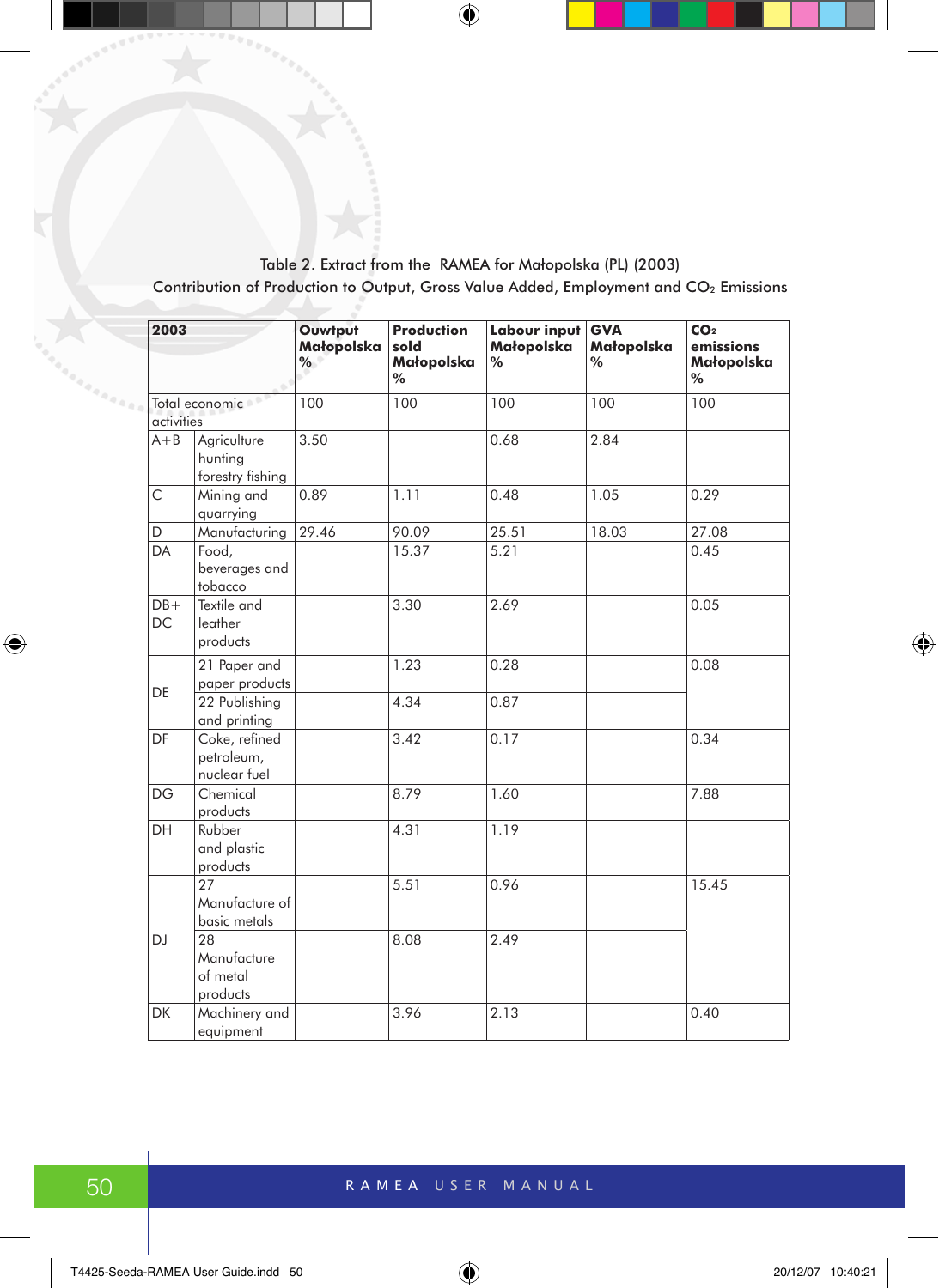Table 2. Extract from the RAMEA for Małopolska (PL) (2003)
Contribution of Production to Output, Gross Value Added, Employment and $CO_2$ Emissions

| 2003 | | Ouwtput Małopolska % | Production sold Małopolska % | Labour input Małopolska % | GVA Małopolska % | $CO_2$ emissions Małopolska % |
|---|---|---|---|---|---|---|
| Total economic activities | | 100 | 100 | 100 | 100 | 100 |
| A+B | Agriculture hunting forestry fishing | 3.50 | | 0.68 | 2.84 | |
| C | Mining and quarrying | 0.89 | 1.11 | 0.48 | 1.05 | 0.29 |
| D | Manufacturing | 29.46 | 90.09 | 25.51 | 18.03 | 27.08 |
| DA | Food, beverages and tobacco | | 15.37 | 5.21 | | 0.45 |
| DB+ DC | Textile and leather products | | 3.30 | 2.69 | | 0.05 |
| DE | 21 Paper and paper products | | 1.23 | 0.28 | | 0.08 |
| | 22 Publishing and printing | | 4.34 | 0.87 | | |
| DF | Coke, refined petroleum, nuclear fuel | | 3.42 | 0.17 | | 0.34 |
| DG | Chemical products | | 8.79 | 1.60 | | 7.88 |
| DH | Rubber and plastic products | | 4.31 | 1.19 | | |
| DJ | 27 Manufacture of basic metals | | 5.51 | 0.96 | | 15.45 |
| | 28 Manufacture of metal products | | 8.08 | 2.49 | | |
| DK | Machinery and equipment | | 3.96 | 2.13 | | 0.40 |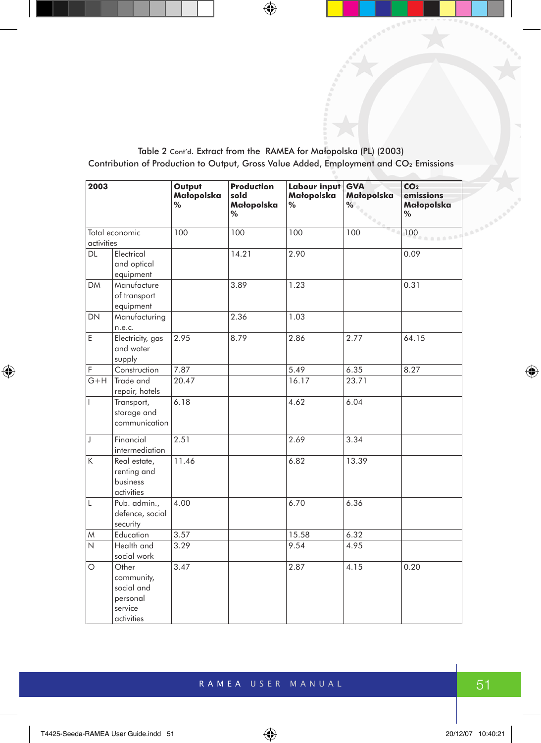Table 2 Cont'd. Extract from the RAMEA for Małopolska (PL) (2003)
Contribution of Production to Output, Gross Value Added, Employment and $CO_2$ Emissions

| 2003 | | Output Małopolska % | Production sold Małopolska % | Labour input Małopolska % | GVA Małopolska % | $CO_2$ emissions Małopolska % |
|---|---|---|---|---|---|---|
| Total economic activities | | 100 | 100 | 100 | 100 | 100 |
| DL | Electrical and optical equipment | | 14.21 | 2.90 | | 0.09 |
| DM | Manufacture of transport equipment | | 3.89 | 1.23 | | 0.31 |
| DN | Manufacturing n.e.c. | | 2.36 | 1.03 | | |
| E | Electricity, gas and water supply | 2.95 | 8.79 | 2.86 | 2.77 | 64.15 |
| F | Construction | 7.87 | | 5.49 | 6.35 | 8.27 |
| G+H | Trade and repair, hotels | 20.47 | | 16.17 | 23.71 | |
| I | Transport, storage and communication | 6.18 | | 4.62 | 6.04 | |
| J | Financial intermediation | 2.51 | | 2.69 | 3.34 | |
| K | Real estate, renting and business activities | 11.46 | | 6.82 | 13.39 | |
| L | Pub. admin., defence, social security | 4.00 | | 6.70 | 6.36 | |
| M | Education | 3.57 | | 15.58 | 6.32 | |
| N | Health and social work | 3.29 | | 9.54 | 4.95 | |
| O | Other community, social and personal service activities | 3.47 | | 2.87 | 4.15 | 0.20 |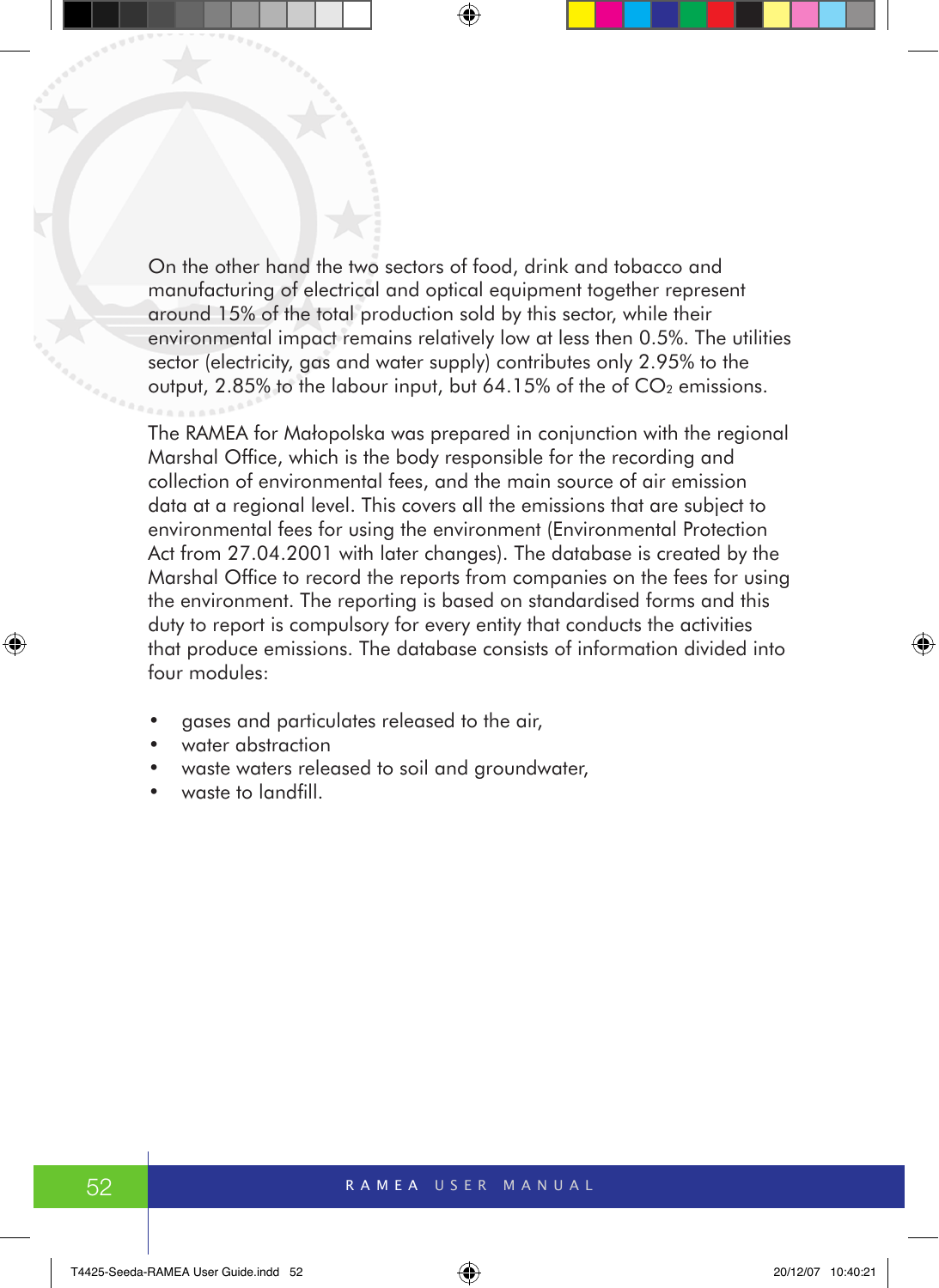On the other hand the two sectors of food, drink and tobacco and manufacturing of electrical and optical equipment together represent around 15% of the total production sold by this sector, while their environmental impact remains relatively low at less then 0.5%. The utilities sector (electricity, gas and water supply) contributes only 2.95% to the output, 2.85% to the labour input, but 64.15% of the of $CO_2$ emissions.

The RAMEA for Małopolska was prepared in conjunction with the regional Marshal Office, which is the body responsible for the recording and collection of environmental fees, and the main source of air emission data at a regional level. This covers all the emissions that are subject to environmental fees for using the environment (Environmental Protection Act from 27.04.2001 with later changes). The database is created by the Marshal Office to record the reports from companies on the fees for using the environment. The reporting is based on standardised forms and this duty to report is compulsory for every entity that conducts the activities that produce emissions. The database consists of information divided into four modules:

- gases and particulates released to the air,
- water abstraction
- waste waters released to soil and groundwater,
- waste to landfill.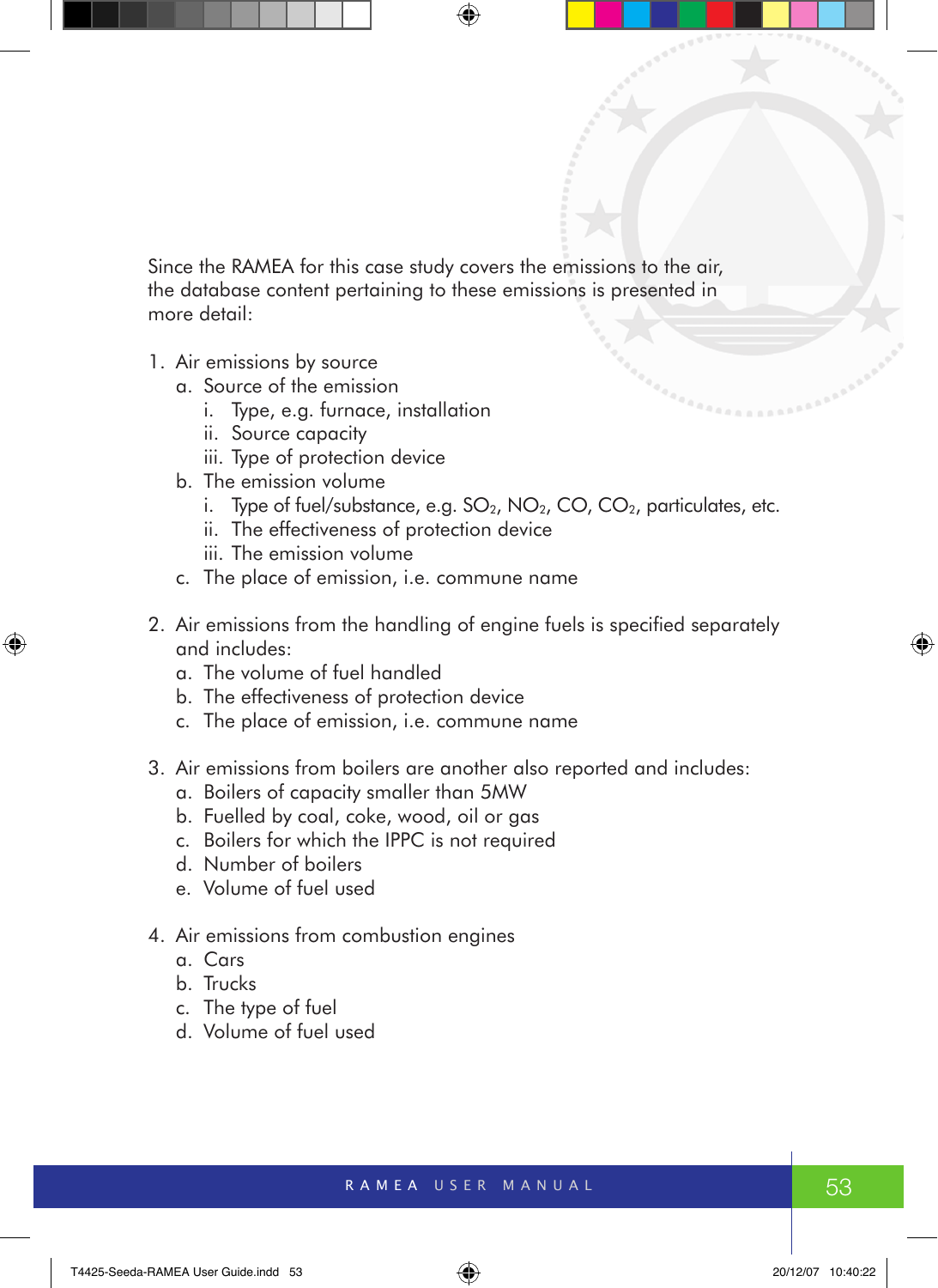Since the RAMEA for this case study covers the emissions to the air, the database content pertaining to these emissions is presented in more detail:

1. Air emissions by source
   a. Source of the emission
      i. Type, e.g. furnace, installation
      ii. Source capacity
      iii. Type of protection device
   b. The emission volume
      i. Type of fuel/substance, e.g. $SO_2$, $NO_2$, CO, $CO_2$, particulates, etc.
      ii. The effectiveness of protection device
      iii. The emission volume
   c. The place of emission, i.e. commune name

2. Air emissions from the handling of engine fuels is specified separately and includes:
   a. The volume of fuel handled
   b. The effectiveness of protection device
   c. The place of emission, i.e. commune name

3. Air emissions from boilers are another also reported and includes:
   a. Boilers of capacity smaller than 5MW
   b. Fuelled by coal, coke, wood, oil or gas
   c. Boilers for which the IPPC is not required
   d. Number of boilers
   e. Volume of fuel used

4. Air emissions from combustion engines
   a. Cars
   b. Trucks
   c. The type of fuel
   d. Volume of fuel used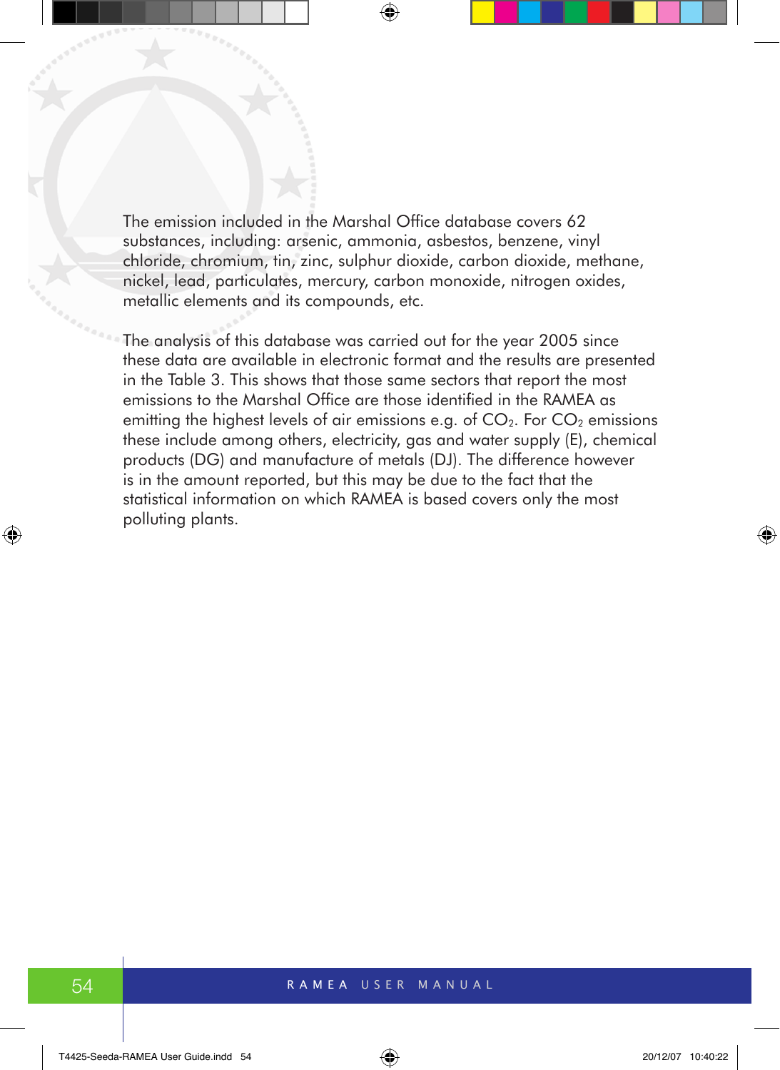The emission included in the Marshal Office database covers 62 substances, including: arsenic, ammonia, asbestos, benzene, vinyl chloride, chromium, tin, zinc, sulphur dioxide, carbon dioxide, methane, nickel, lead, particulates, mercury, carbon monoxide, nitrogen oxides, metallic elements and its compounds, etc.

The analysis of this database was carried out for the year 2005 since these data are available in electronic format and the results are presented in the Table 3. This shows that those same sectors that report the most emissions to the Marshal Office are those identified in the RAMEA as emitting the highest levels of air emissions e.g. of $CO_2$. For $CO_2$ emissions these include among others, electricity, gas and water supply (E), chemical products (DG) and manufacture of metals (DJ). The difference however is in the amount reported, but this may be due to the fact that the statistical information on which RAMEA is based covers only the most polluting plants.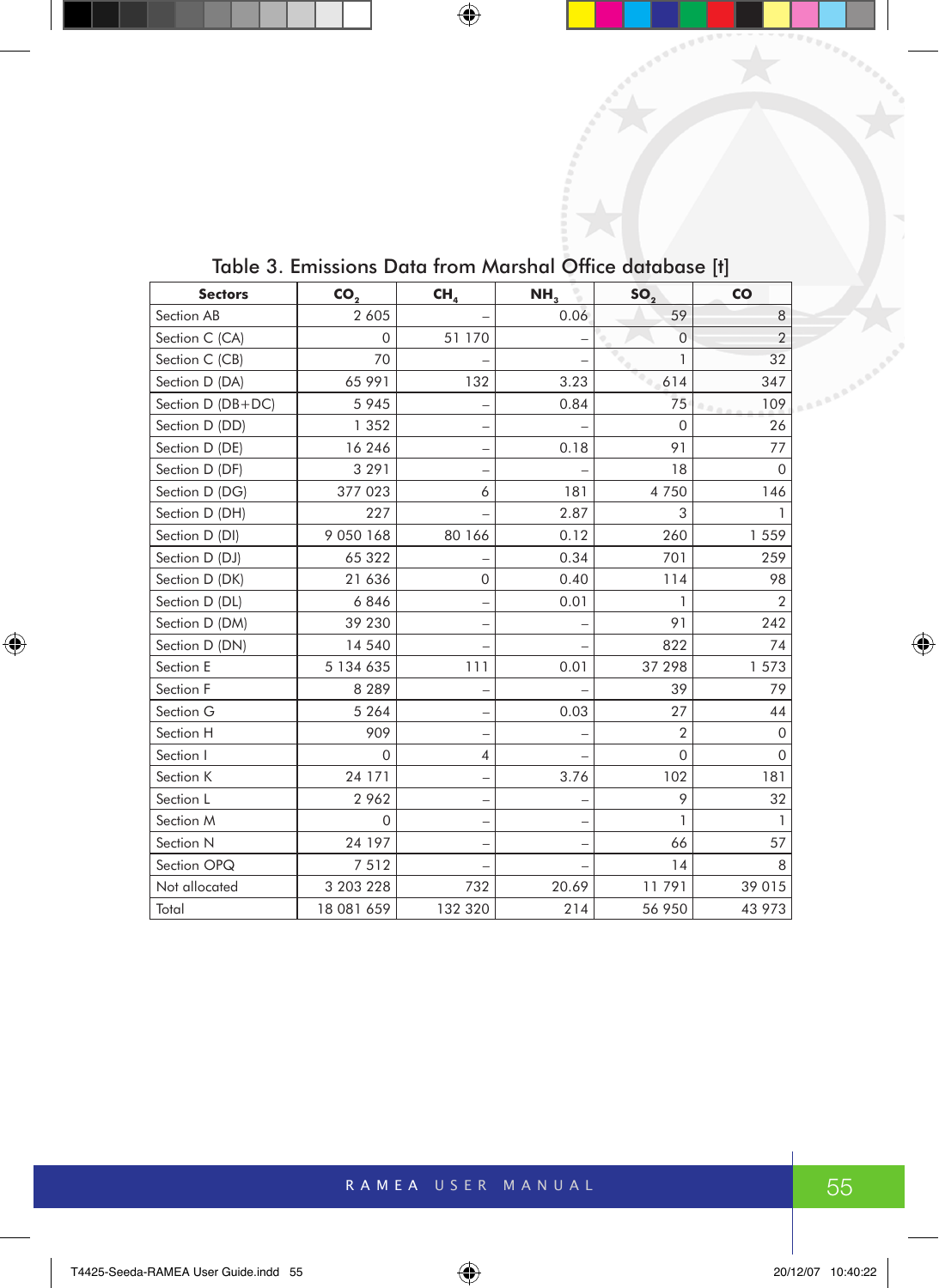Table 3. Emissions Data from Marshal Office database [t]

| Sectors | $CO_2$ | $CH_4$ | $NH_3$ | $SO_2$ | CO |
|---|---|---|---|---|---|
| Section AB | 2 605 | – | 0.06 | 59 | 8 |
| Section C (CA) | 0 | 51 170 | – | 0 | 2 |
| Section C (CB) | 70 | – | – | 1 | 32 |
| Section D (DA) | 65 991 | 132 | 3.23 | 614 | 347 |
| Section D (DB+DC) | 5 945 | – | 0.84 | 75 | 109 |
| Section D (DD) | 1 352 | – | – | 0 | 26 |
| Section D (DE) | 16 246 | – | 0.18 | 91 | 77 |
| Section D (DF) | 3 291 | – | – | 18 | 0 |
| Section D (DG) | 377 023 | 6 | 181 | 4 750 | 146 |
| Section D (DH) | 227 | – | 2.87 | 3 | 1 |
| Section D (DI) | 9 050 168 | 80 166 | 0.12 | 260 | 1 559 |
| Section D (DJ) | 65 322 | – | 0.34 | 701 | 259 |
| Section D (DK) | 21 636 | 0 | 0.40 | 114 | 98 |
| Section D (DL) | 6 846 | – | 0.01 | 1 | 2 |
| Section D (DM) | 39 230 | – | – | 91 | 242 |
| Section D (DN) | 14 540 | – | – | 822 | 74 |
| Section E | 5 134 635 | 111 | 0.01 | 37 298 | 1 573 |
| Section F | 8 289 | – | – | 39 | 79 |
| Section G | 5 264 | – | 0.03 | 27 | 44 |
| Section H | 909 | – | – | 2 | 0 |
| Section I | 0 | 4 | – | 0 | 0 |
| Section K | 24 171 | – | 3.76 | 102 | 181 |
| Section L | 2 962 | – | – | 9 | 32 |
| Section M | 0 | – | – | 1 | 1 |
| Section N | 24 197 | – | – | 66 | 57 |
| Section OPQ | 7 512 | – | – | 14 | 8 |
| Not allocated | 3 203 228 | 732 | 20.69 | 11 791 | 39 015 |
| Total | 18 081 659 | 132 320 | 214 | 56 950 | 43 973 |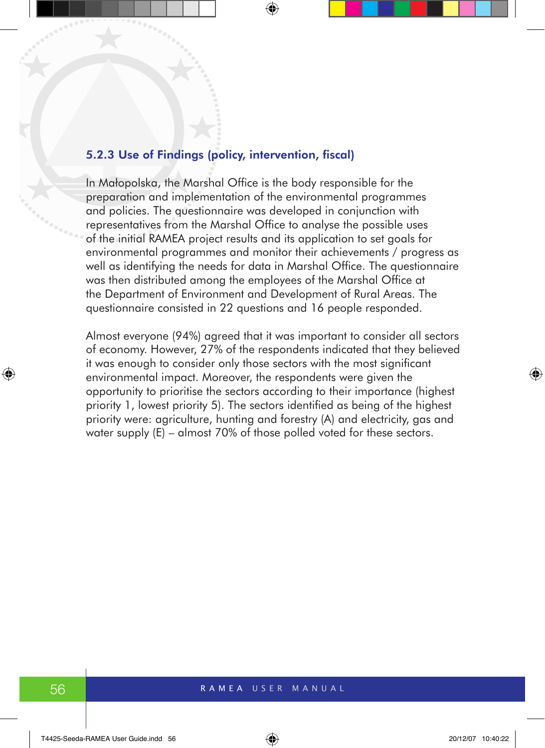### 5.2.3 Use of Findings (policy, intervention, fiscal)

In Małopolska, the Marshal Office is the body responsible for the preparation and implementation of the environmental programmes and policies. The questionnaire was developed in conjunction with representatives from the Marshal Office to analyse the possible uses of the initial RAMEA project results and its application to set goals for environmental programmes and monitor their achievements / progress as well as identifying the needs for data in Marshal Office. The questionnaire was then distributed among the employees of the Marshal Office at the Department of Environment and Development of Rural Areas. The questionnaire consisted in 22 questions and 16 people responded.

Almost everyone (94%) agreed that it was important to consider all sectors of economy. However, 27% of the respondents indicated that they believed it was enough to consider only those sectors with the most significant environmental impact. Moreover, the respondents were given the opportunity to prioritise the sectors according to their importance (highest priority 1, lowest priority 5). The sectors identified as being of the highest priority were: agriculture, hunting and forestry (A) and electricity, gas and water supply (E) – almost 70% of those polled voted for these sectors.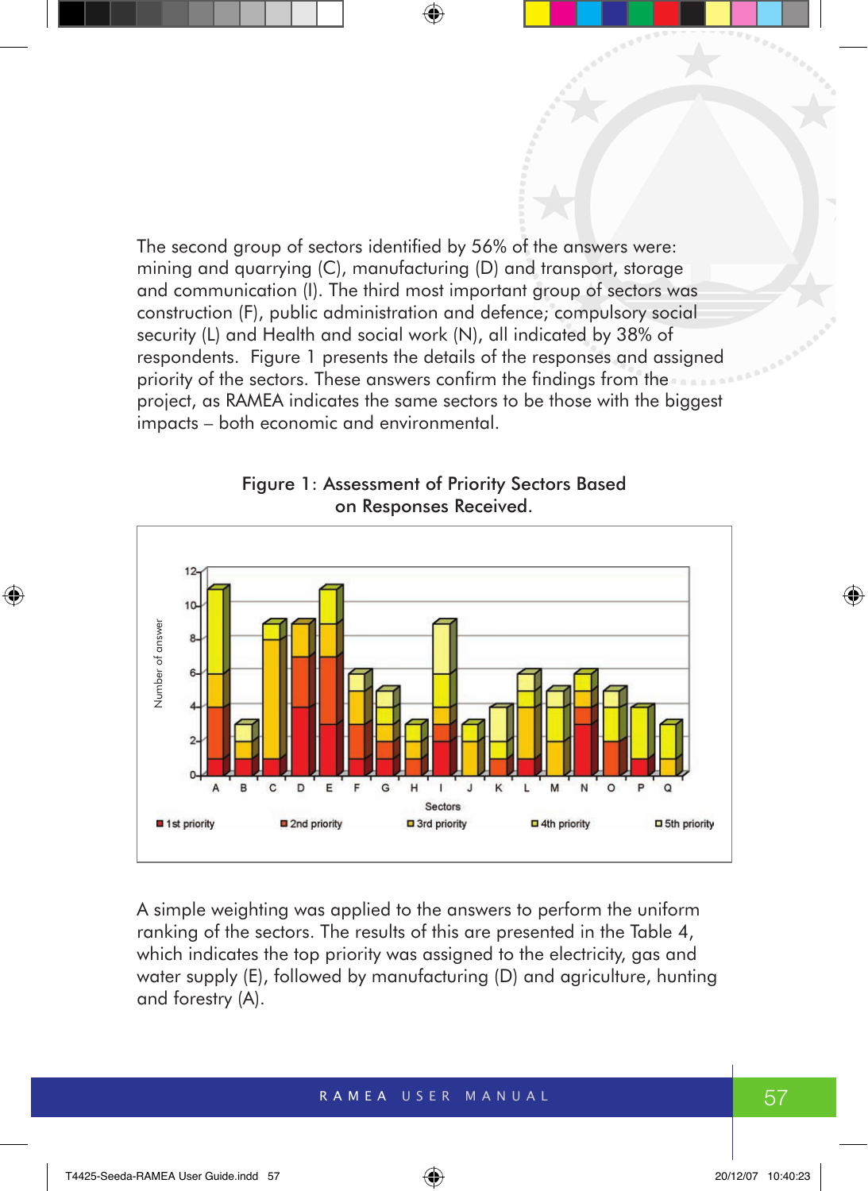The second group of sectors identified by 56% of the answers were: mining and quarrying (C), manufacturing (D) and transport, storage and communication (I). The third most important group of sectors was construction (F), public administration and defence; compulsory social security (L) and Health and social work (N), all indicated by 38% of respondents. Figure 1 presents the details of the responses and assigned priority of the sectors. These answers confirm the findings from the project, as RAMEA indicates the same sectors to be those with the biggest impacts – both economic and environmental.

Figure 1: Assessment of Priority Sectors Based on Responses Received.

A simple weighting was applied to the answers to perform the uniform ranking of the sectors. The results of this are presented in the Table 4, which indicates the top priority was assigned to the electricity, gas and water supply (E), followed by manufacturing (D) and agriculture, hunting and forestry (A).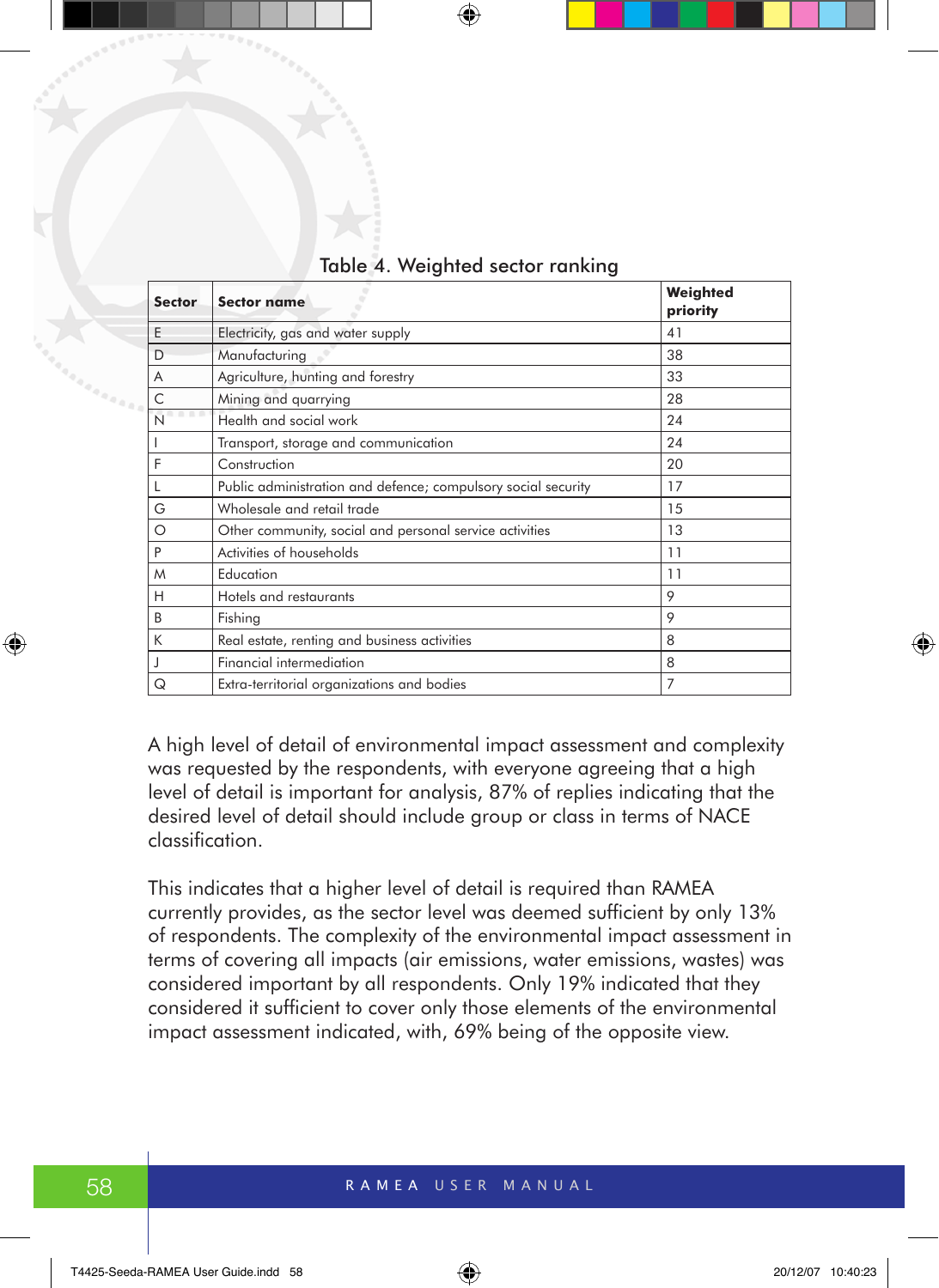Table 4. Weighted sector ranking

| Sector | Sector name | Weighted priority |
|---|---|---|
| E | Electricity, gas and water supply | 41 |
| D | Manufacturing | 38 |
| A | Agriculture, hunting and forestry | 33 |
| C | Mining and quarrying | 28 |
| N | Health and social work | 24 |
| I | Transport, storage and communication | 24 |
| F | Construction | 20 |
| L | Public administration and defence; compulsory social security | 17 |
| G | Wholesale and retail trade | 15 |
| O | Other community, social and personal service activities | 13 |
| P | Activities of households | 11 |
| M | Education | 11 |
| H | Hotels and restaurants | 9 |
| B | Fishing | 9 |
| K | Real estate, renting and business activities | 8 |
| J | Financial intermediation | 8 |
| Q | Extra-territorial organizations and bodies | 7 |

A high level of detail of environmental impact assessment and complexity was requested by the respondents, with everyone agreeing that a high level of detail is important for analysis, 87% of replies indicating that the desired level of detail should include group or class in terms of NACE classification.

This indicates that a higher level of detail is required than RAMEA currently provides, as the sector level was deemed sufficient by only 13% of respondents. The complexity of the environmental impact assessment in terms of covering all impacts (air emissions, water emissions, wastes) was considered important by all respondents. Only 19% indicated that they considered it sufficient to cover only those elements of the environmental impact assessment indicated, with, 69% being of the opposite view.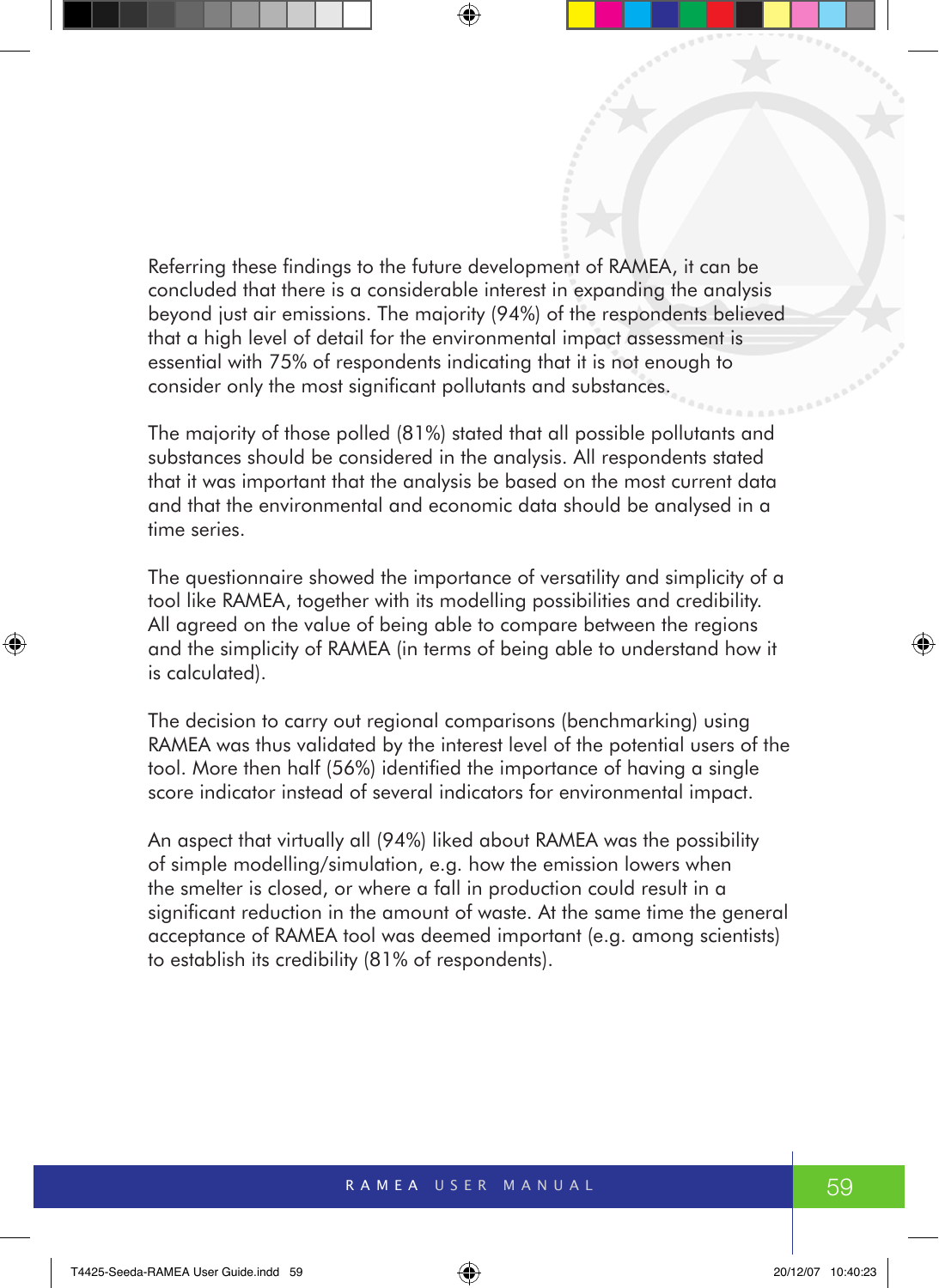Referring these findings to the future development of RAMEA, it can be concluded that there is a considerable interest in expanding the analysis beyond just air emissions. The majority (94%) of the respondents believed that a high level of detail for the environmental impact assessment is essential with 75% of respondents indicating that it is not enough to consider only the most significant pollutants and substances.

The majority of those polled (81%) stated that all possible pollutants and substances should be considered in the analysis. All respondents stated that it was important that the analysis be based on the most current data and that the environmental and economic data should be analysed in a time series.

The questionnaire showed the importance of versatility and simplicity of a tool like RAMEA, together with its modelling possibilities and credibility. All agreed on the value of being able to compare between the regions and the simplicity of RAMEA (in terms of being able to understand how it is calculated).

The decision to carry out regional comparisons (benchmarking) using RAMEA was thus validated by the interest level of the potential users of the tool. More then half (56%) identified the importance of having a single score indicator instead of several indicators for environmental impact.

An aspect that virtually all (94%) liked about RAMEA was the possibility of simple modelling/simulation, e.g. how the emission lowers when the smelter is closed, or where a fall in production could result in a significant reduction in the amount of waste. At the same time the general acceptance of RAMEA tool was deemed important (e.g. among scientists) to establish its credibility (81% of respondents).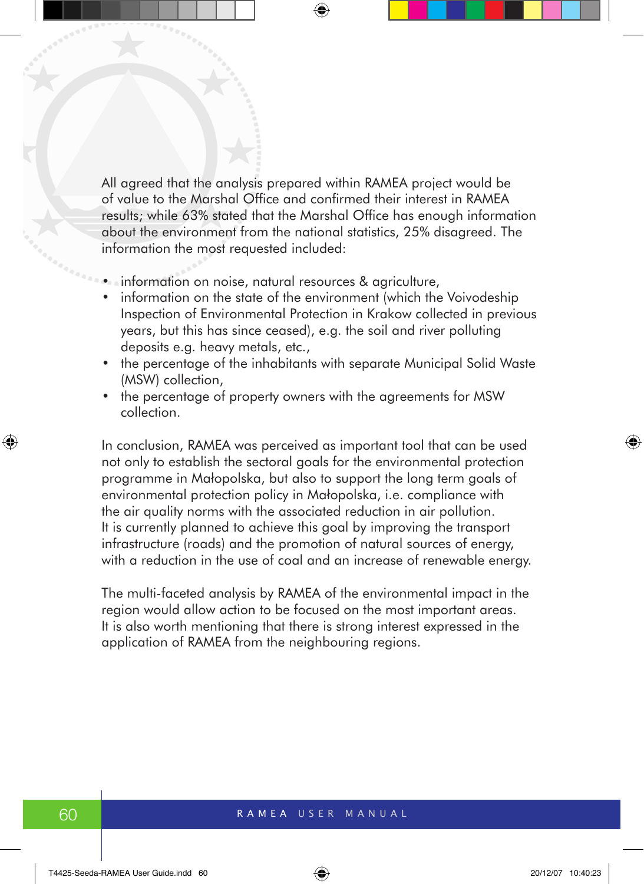All agreed that the analysis prepared within RAMEA project would be of value to the Marshal Office and confirmed their interest in RAMEA results; while 63% stated that the Marshal Office has enough information about the environment from the national statistics, 25% disagreed. The information the most requested included:

- information on noise, natural resources & agriculture,
- information on the state of the environment (which the Voivodeship Inspection of Environmental Protection in Krakow collected in previous years, but this has since ceased), e.g. the soil and river polluting deposits e.g. heavy metals, etc.,
- the percentage of the inhabitants with separate Municipal Solid Waste (MSW) collection,
- the percentage of property owners with the agreements for MSW collection.

In conclusion, RAMEA was perceived as important tool that can be used not only to establish the sectoral goals for the environmental protection programme in Małopolska, but also to support the long term goals of environmental protection policy in Małopolska, i.e. compliance with the air quality norms with the associated reduction in air pollution. It is currently planned to achieve this goal by improving the transport infrastructure (roads) and the promotion of natural sources of energy, with a reduction in the use of coal and an increase of renewable energy.

The multi-faceted analysis by RAMEA of the environmental impact in the region would allow action to be focused on the most important areas. It is also worth mentioning that there is strong interest expressed in the application of RAMEA from the neighbouring regions.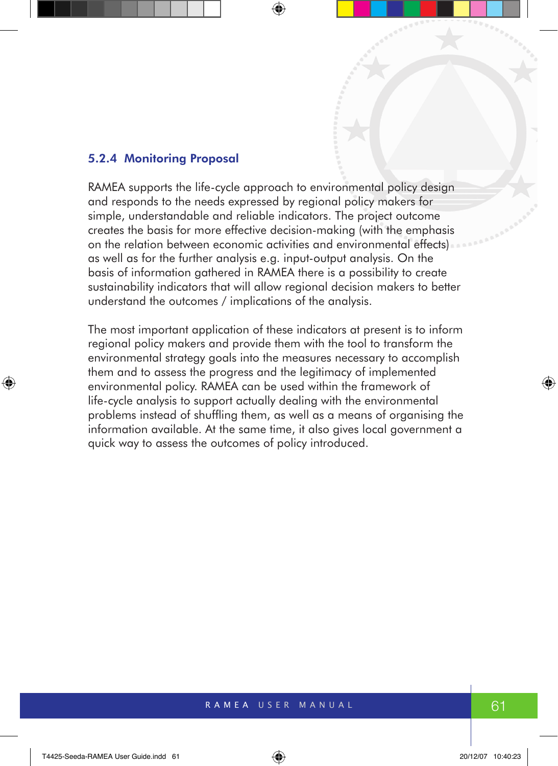### 5.2.4 Monitoring Proposal

RAMEA supports the life-cycle approach to environmental policy design and responds to the needs expressed by regional policy makers for simple, understandable and reliable indicators. The project outcome creates the basis for more effective decision-making (with the emphasis on the relation between economic activities and environmental effects) as well as for the further analysis e.g. input-output analysis. On the basis of information gathered in RAMEA there is a possibility to create sustainability indicators that will allow regional decision makers to better understand the outcomes / implications of the analysis.

The most important application of these indicators at present is to inform regional policy makers and provide them with the tool to transform the environmental strategy goals into the measures necessary to accomplish them and to assess the progress and the legitimacy of implemented environmental policy. RAMEA can be used within the framework of life-cycle analysis to support actually dealing with the environmental problems instead of shuffling them, as well as a means of organising the information available. At the same time, it also gives local government a quick way to assess the outcomes of policy introduced.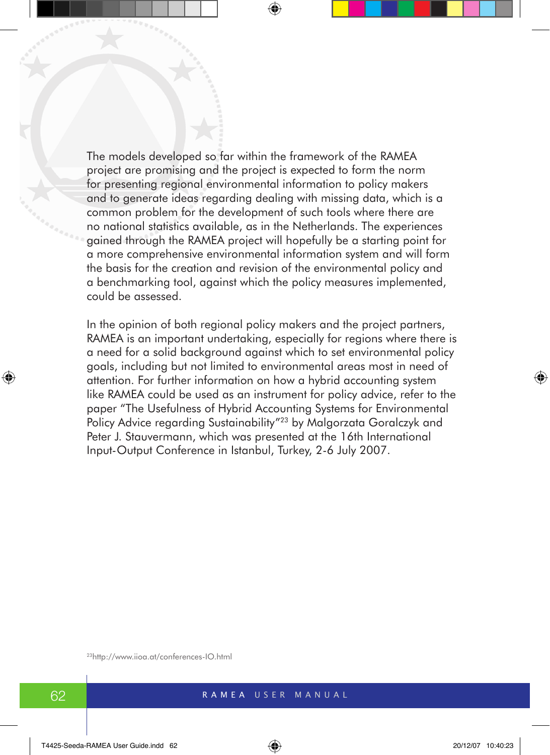The models developed so far within the framework of the RAMEA project are promising and the project is expected to form the norm for presenting regional environmental information to policy makers and to generate ideas regarding dealing with missing data, which is a common problem for the development of such tools where there are no national statistics available, as in the Netherlands. The experiences gained through the RAMEA project will hopefully be a starting point for a more comprehensive environmental information system and will form the basis for the creation and revision of the environmental policy and a benchmarking tool, against which the policy measures implemented, could be assessed.

In the opinion of both regional policy makers and the project partners, RAMEA is an important undertaking, especially for regions where there is a need for a solid background against which to set environmental policy goals, including but not limited to environmental areas most in need of attention. For further information on how a hybrid accounting system like RAMEA could be used as an instrument for policy advice, refer to the paper "The Usefulness of Hybrid Accounting Systems for Environmental Policy Advice regarding Sustainability"[23] by Malgorzata Goralczyk and Peter J. Stauvermann, which was presented at the 16th International Input-Output Conference in Istanbul, Turkey, 2-6 July 2007.

[23] http://www.iioa.at/conferences-IO.html